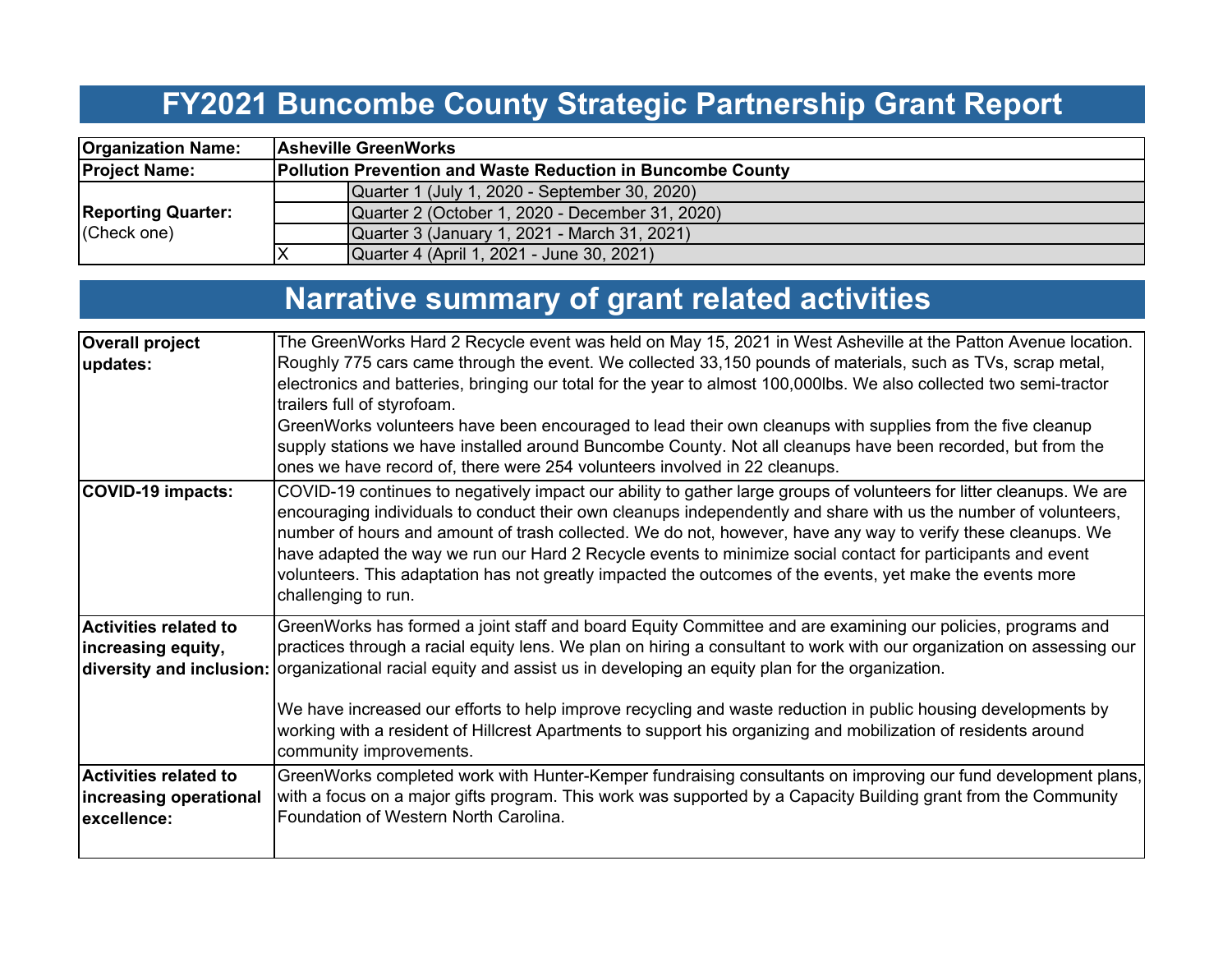# FY2021 Buncombe County Strategic Partnership Grant Report

| | | |
|---|---|---|
| **Organization Name:** | **Asheville GreenWorks** | |
| **Project Name:** | **Pollution Prevention and Waste Reduction in Buncombe County** | |
| **Reporting Quarter:** (Check one) | | Quarter 1 (July 1, 2020 - September 30, 2020) |
| | | Quarter 2 (October 1, 2020 - December 31, 2020) |
| | | Quarter 3 (January 1, 2021 - March 31, 2021) |
| | X | Quarter 4 (April 1, 2021 - June 30, 2021) |

# Narrative summary of grant related activities

| | |
|---|---|
| **Overall project updates:** | The GreenWorks Hard 2 Recycle event was held on May 15, 2021 in West Asheville at the Patton Avenue location. Roughly 775 cars came through the event. We collected 33,150 pounds of materials, such as TVs, scrap metal, electronics and batteries, bringing our total for the year to almost 100,000lbs. We also collected two semi-tractor trailers full of styrofoam.<br>GreenWorks volunteers have been encouraged to lead their own cleanups with supplies from the five cleanup supply stations we have installed around Buncombe County. Not all cleanups have been recorded, but from the ones we have record of, there were 254 volunteers involved in 22 cleanups. |
| **COVID-19 impacts:** | COVID-19 continues to negatively impact our ability to gather large groups of volunteers for litter cleanups. We are encouraging individuals to conduct their own cleanups independently and share with us the number of volunteers, number of hours and amount of trash collected. We do not, however, have any way to verify these cleanups. We have adapted the way we run our Hard 2 Recycle events to minimize social contact for participants and event volunteers. This adaptation has not greatly impacted the outcomes of the events, yet make the events more challenging to run. |
| **Activities related to increasing equity, diversity and inclusion:** | GreenWorks has formed a joint staff and board Equity Committee and are examining our policies, programs and practices through a racial equity lens. We plan on hiring a consultant to work with our organization on assessing our organizational racial equity and assist us in developing an equity plan for the organization.<br><br>We have increased our efforts to help improve recycling and waste reduction in public housing developments by working with a resident of Hillcrest Apartments to support his organizing and mobilization of residents around community improvements. |
| **Activities related to increasing operational excellence:** | GreenWorks completed work with Hunter-Kemper fundraising consultants on improving our fund development plans, with a focus on a major gifts program. This work was supported by a Capacity Building grant from the Community Foundation of Western North Carolina. |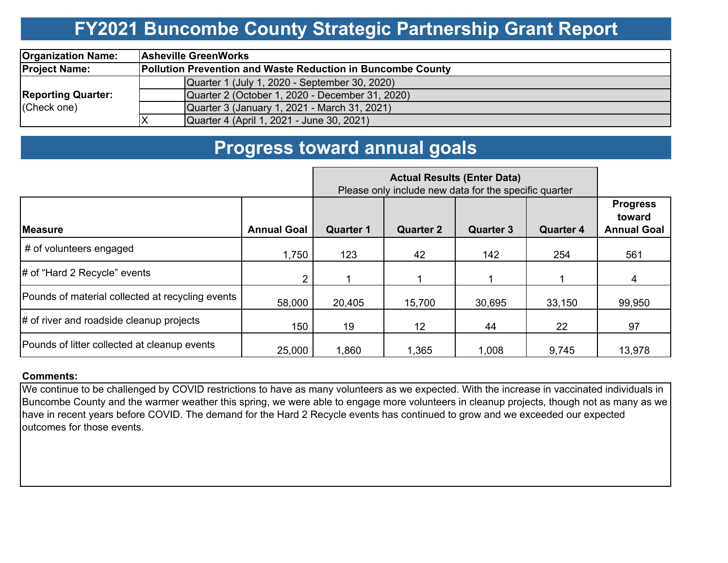# FY2021 Buncombe County Strategic Partnership Grant Report

| | | |
|---|---|---|
| **Organization Name:** | **Asheville GreenWorks** | |
| **Project Name:** | **Pollution Prevention and Waste Reduction in Buncombe County** | |
| **Reporting Quarter:** (Check one) | | Quarter 1 (July 1, 2020 - September 30, 2020) |
| | | Quarter 2 (October 1, 2020 - December 31, 2020) |
| | | Quarter 3 (January 1, 2021 - March 31, 2021) |
| | X | Quarter 4 (April 1, 2021 - June 30, 2021) |

## Progress toward annual goals

| | | **Actual Results (Enter Data)** Please only include new data for the specific quarter | | | | |
|---|---|---|---|---|---|---|
| **Measure** | **Annual Goal** | **Quarter 1** | **Quarter 2** | **Quarter 3** | **Quarter 4** | **Progress toward Annual Goal** |
| # of volunteers engaged | 1,750 | 123 | 42 | 142 | 254 | 561 |
| # of “Hard 2 Recycle” events | 2 | 1 | 1 | 1 | 1 | 4 |
| Pounds of material collected at recycling events | 58,000 | 20,405 | 15,700 | 30,695 | 33,150 | 99,950 |
| # of river and roadside cleanup projects | 150 | 19 | 12 | 44 | 22 | 97 |
| Pounds of litter collected at cleanup events | 25,000 | 1,860 | 1,365 | 1,008 | 9,745 | 13,978 |

**Comments:**

We continue to be challenged by COVID restrictions to have as many volunteers as we expected. With the increase in vaccinated individuals in Buncombe County and the warmer weather this spring, we were able to engage more volunteers in cleanup projects, though not as many as we have in recent years before COVID. The demand for the Hard 2 Recycle events has continued to grow and we exceeded our expected outcomes for those events.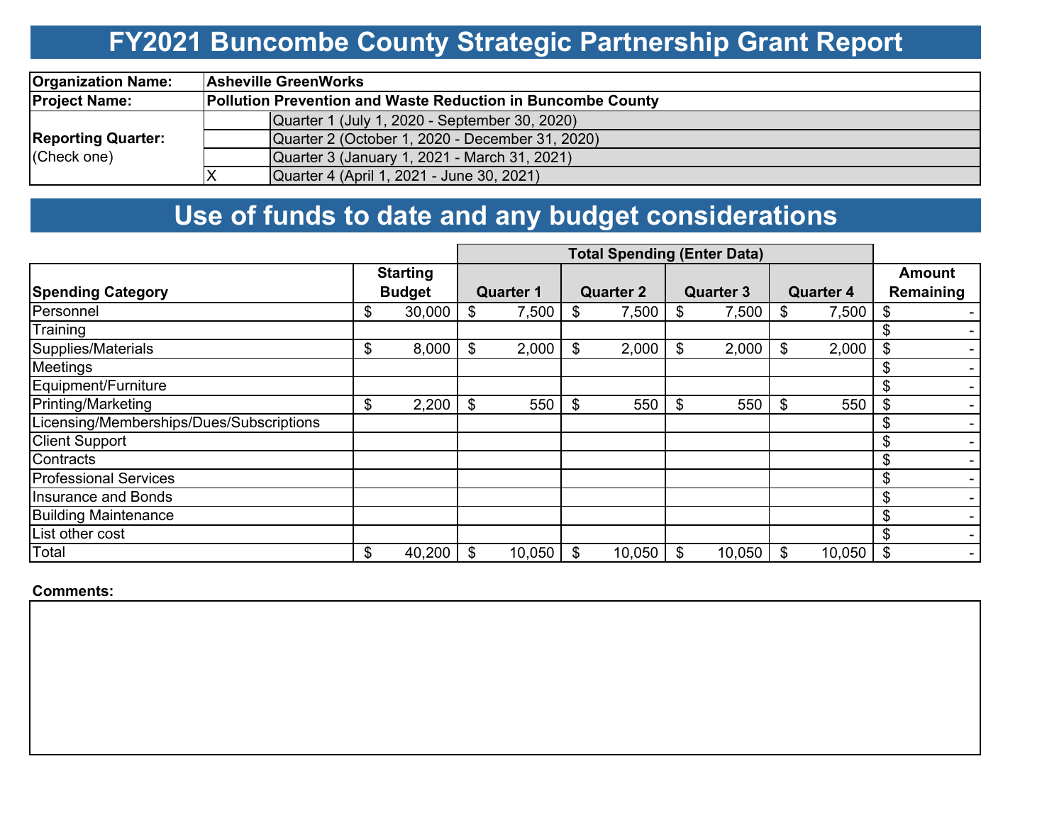# FY2021 Buncombe County Strategic Partnership Grant Report

| | | |
|---|---|---|
| **Organization Name:** | **Asheville GreenWorks** | |
| **Project Name:** | **Pollution Prevention and Waste Reduction in Buncombe County** | |
| **Reporting Quarter:** (Check one) | | Quarter 1 (July 1, 2020 - September 30, 2020) |
| | | Quarter 2 (October 1, 2020 - December 31, 2020) |
| | | Quarter 3 (January 1, 2021 - March 31, 2021) |
| | X | Quarter 4 (April 1, 2021 - June 30, 2021) |

## Use of funds to date and any budget considerations

| | | Total Spending (Enter Data) | | | | |
|---|---|---|---|---|---|---|
| **Spending Category** | **Starting Budget** | **Quarter 1** | **Quarter 2** | **Quarter 3** | **Quarter 4** | **Amount Remaining** |
| Personnel | $ 30,000 | $ 7,500 | $ 7,500 | $ 7,500 | $ 7,500 | $ - |
| Training | | | | | | $ - |
| Supplies/Materials | $ 8,000 | $ 2,000 | $ 2,000 | $ 2,000 | $ 2,000 | $ - |
| Meetings | | | | | | $ - |
| Equipment/Furniture | | | | | | $ - |
| Printing/Marketing | $ 2,200 | $ 550 | $ 550 | $ 550 | $ 550 | $ - |
| Licensing/Memberships/Dues/Subscriptions | | | | | | $ - |
| Client Support | | | | | | $ - |
| Contracts | | | | | | $ - |
| Professional Services | | | | | | $ - |
| Insurance and Bonds | | | | | | $ - |
| Building Maintenance | | | | | | $ - |
| List other cost | | | | | | $ - |
| Total | $ 40,200 | $ 10,050 | $ 10,050 | $ 10,050 | $ 10,050 | $ - |

**Comments:**